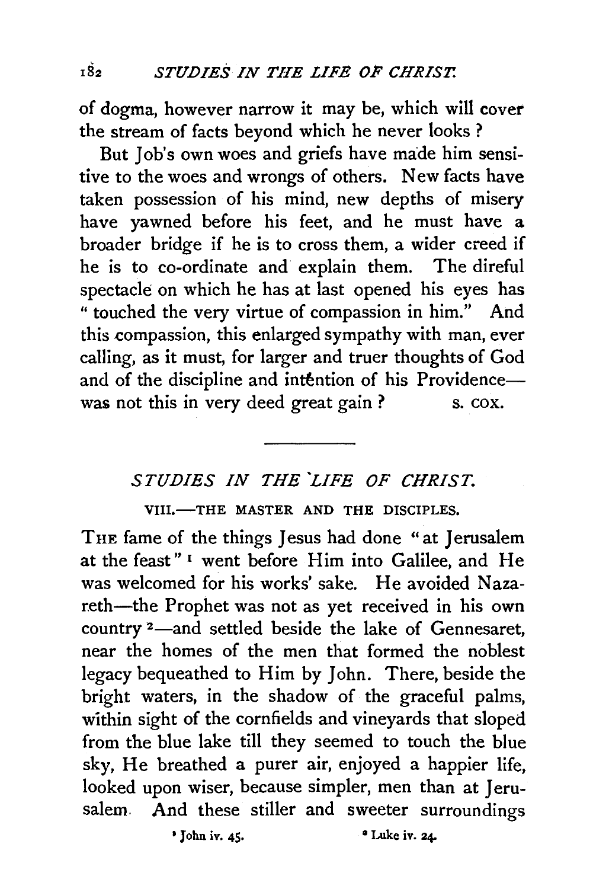of dogma, however narrow it may be, which will cover the stream of facts beyond which he never looks?

But Job's own woes and griefs have made him sensitive to the woes and wrongs of others. New facts have taken possession of his mind, new depths of misery have yawned before his feet, and he must have a broader bridge if he is to cross them, a wider creed if he is to co-ordinate and explain them. The direful spectacle on which he has at last opened his eyes has "touched the very virtue of compassion in him." And this compassion, this enlarged sympathy with man, ever calling, as it must, for larger and truer thoughts of God and of the discipline and intention of his Providence—was not this in very deed great gain?

S. COX.

---

## *STUDIES IN THE LIFE OF CHRIST.*

### VIII.—THE MASTER AND THE DISCIPLES.

THE fame of the things Jesus had done "at Jerusalem at the feast" [1] went before Him into Galilee, and He was welcomed for his works' sake. He avoided Nazareth—the Prophet was not as yet received in his own country [2]—and settled beside the lake of Gennesaret, near the homes of the men that formed the noblest legacy bequeathed to Him by John. There, beside the bright waters, in the shadow of the graceful palms, within sight of the cornfields and vineyards that sloped from the blue lake till they seemed to touch the blue sky, He breathed a purer air, enjoyed a happier life, looked upon wiser, because simpler, men than at Jerusalem. And these stiller and sweeter surroundings

[1] John iv. 45.

[2] Luke iv. 24.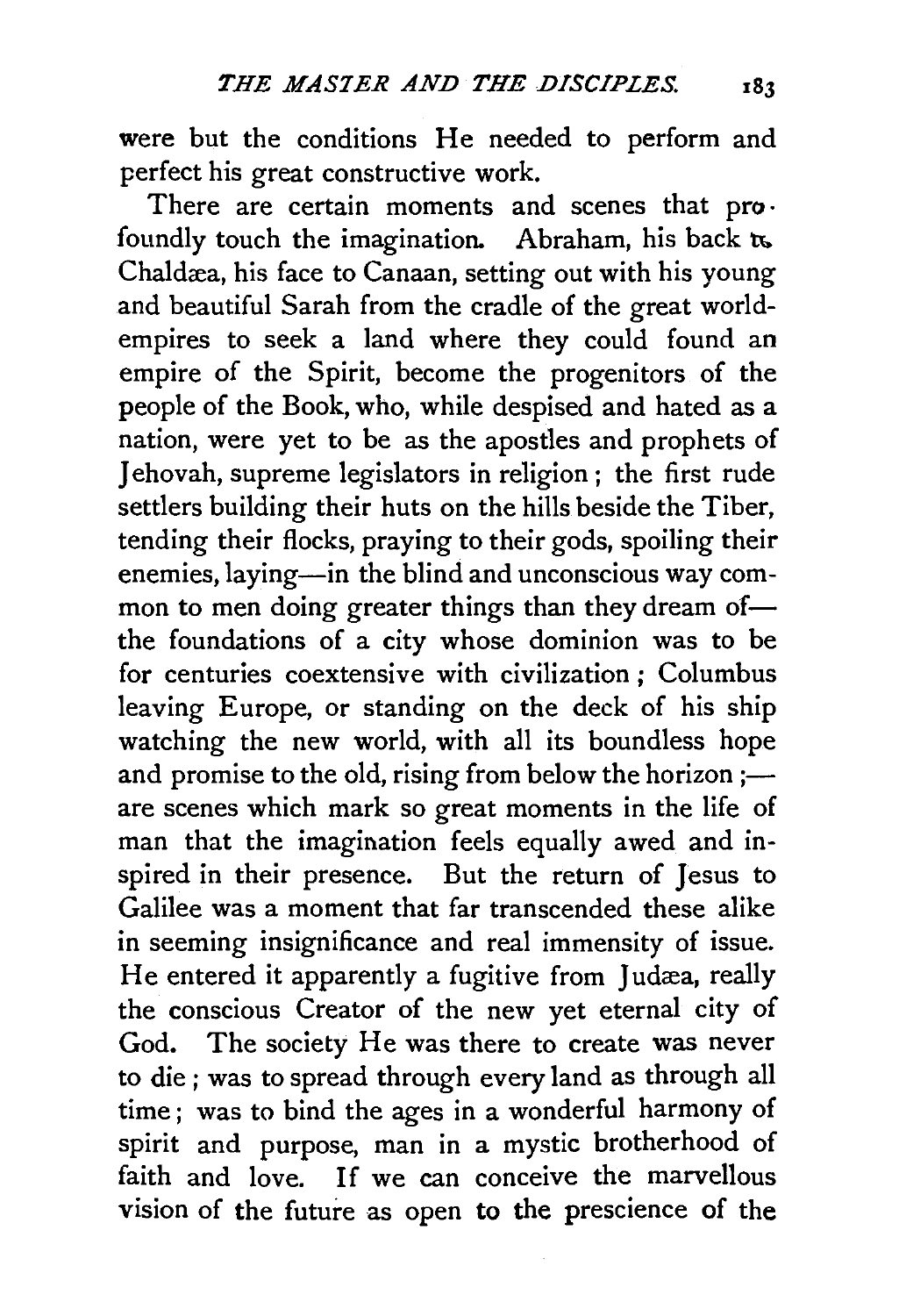were but the conditions He needed to perform and perfect his great constructive work.

There are certain moments and scenes that profoundly touch the imagination. Abraham, his back to Chaldæa, his face to Canaan, setting out with his young and beautiful Sarah from the cradle of the great world-empires to seek a land where they could found an empire of the Spirit, become the progenitors of the people of the Book, who, while despised and hated as a nation, were yet to be as the apostles and prophets of Jehovah, supreme legislators in religion; the first rude settlers building their huts on the hills beside the Tiber, tending their flocks, praying to their gods, spoiling their enemies, laying—in the blind and unconscious way common to men doing greater things than they dream of—the foundations of a city whose dominion was to be for centuries coextensive with civilization; Columbus leaving Europe, or standing on the deck of his ship watching the new world, with all its boundless hope and promise to the old, rising from below the horizon;—are scenes which mark so great moments in the life of man that the imagination feels equally awed and inspired in their presence. But the return of Jesus to Galilee was a moment that far transcended these alike in seeming insignificance and real immensity of issue. He entered it apparently a fugitive from Judæa, really the conscious Creator of the new yet eternal city of God. The society He was there to create was never to die; was to spread through every land as through all time; was to bind the ages in a wonderful harmony of spirit and purpose, man in a mystic brotherhood of faith and love. If we can conceive the marvellous vision of the future as open to the prescience of the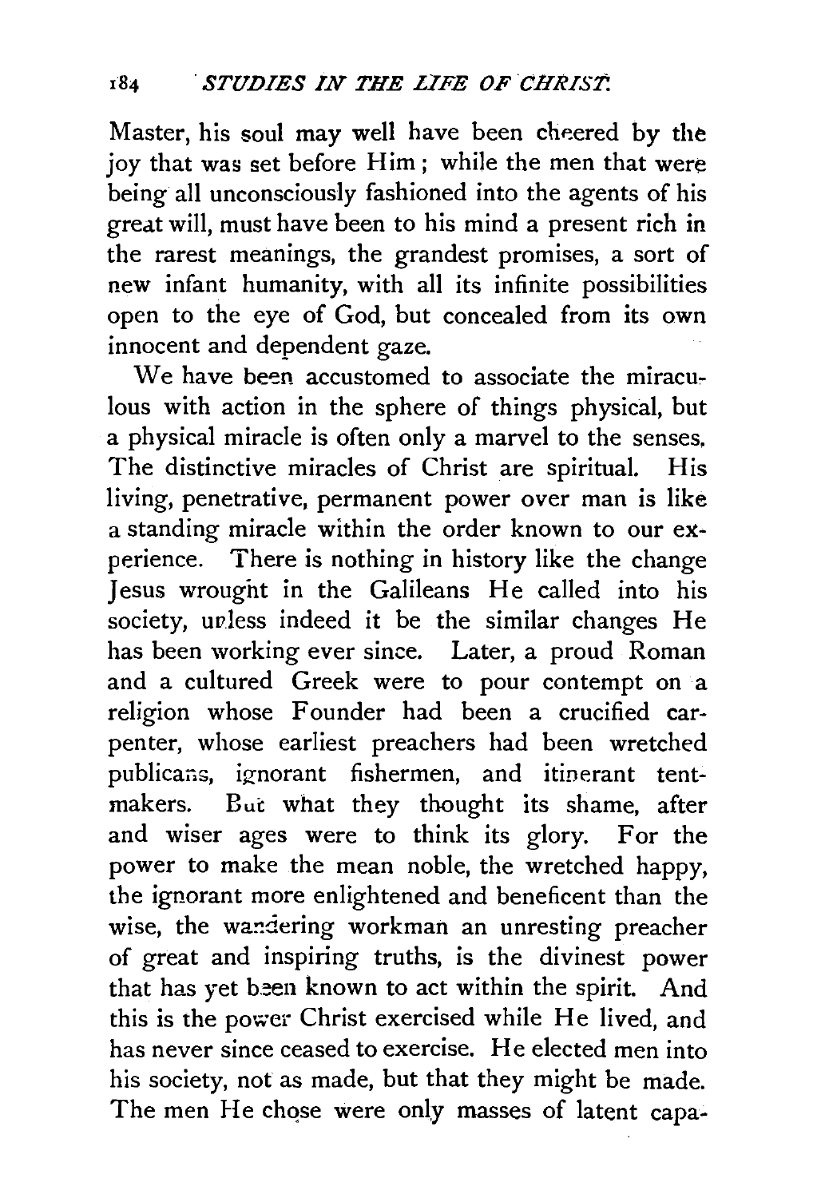Master, his soul may well have been cheered by the joy that was set before Him; while the men that were being all unconsciously fashioned into the agents of his great will, must have been to his mind a present rich in the rarest meanings, the grandest promises, a sort of new infant humanity, with all its infinite possibilities open to the eye of God, but concealed from its own innocent and dependent gaze.

We have been accustomed to associate the miraculous with action in the sphere of things physical, but a physical miracle is often only a marvel to the senses. The distinctive miracles of Christ are spiritual. His living, penetrative, permanent power over man is like a standing miracle within the order known to our experience. There is nothing in history like the change Jesus wrought in the Galileans He called into his society, unless indeed it be the similar changes He has been working ever since. Later, a proud Roman and a cultured Greek were to pour contempt on a religion whose Founder had been a crucified carpenter, whose earliest preachers had been wretched publicans, ignorant fishermen, and itinerant tent-makers. But what they thought its shame, after and wiser ages were to think its glory. For the power to make the mean noble, the wretched happy, the ignorant more enlightened and beneficent than the wise, the wandering workman an unresting preacher of great and inspiring truths, is the divinest power that has yet been known to act within the spirit. And this is the power Christ exercised while He lived, and has never since ceased to exercise. He elected men into his society, not as made, but that they might be made. The men He chose were only masses of latent capa-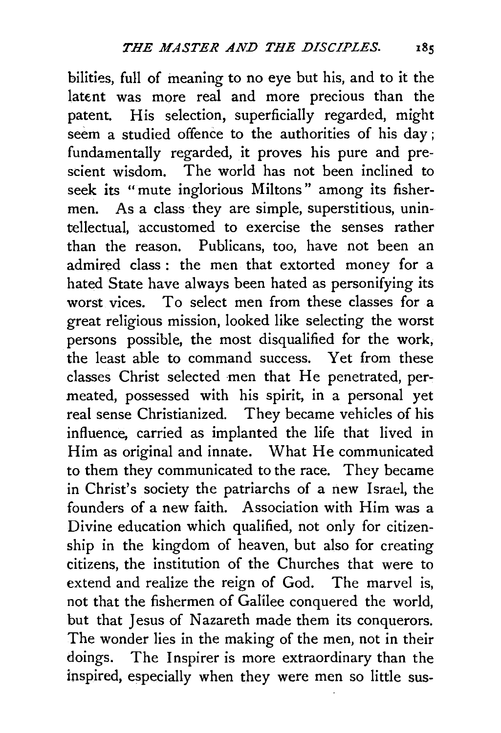bilities, full of meaning to no eye but his, and to it the latent was more real and more precious than the patent. His selection, superficially regarded, might seem a studied offence to the authorities of his day; fundamentally regarded, it proves his pure and prescient wisdom. The world has not been inclined to seek its "mute inglorious Miltons" among its fishermen. As a class they are simple, superstitious, unintellectual, accustomed to exercise the senses rather than the reason. Publicans, too, have not been an admired class: the men that extorted money for a hated State have always been hated as personifying its worst vices. To select men from these classes for a great religious mission, looked like selecting the worst persons possible, the most disqualified for the work, the least able to command success. Yet from these classes Christ selected men that He penetrated, permeated, possessed with his spirit, in a personal yet real sense Christianized. They became vehicles of his influence, carried as implanted the life that lived in Him as original and innate. What He communicated to them they communicated to the race. They became in Christ's society the patriarchs of a new Israel, the founders of a new faith. Association with Him was a Divine education which qualified, not only for citizenship in the kingdom of heaven, but also for creating citizens, the institution of the Churches that were to extend and realize the reign of God. The marvel is, not that the fishermen of Galilee conquered the world, but that Jesus of Nazareth made them its conquerors. The wonder lies in the making of the men, not in their doings. The Inspirer is more extraordinary than the inspired, especially when they were men so little sus-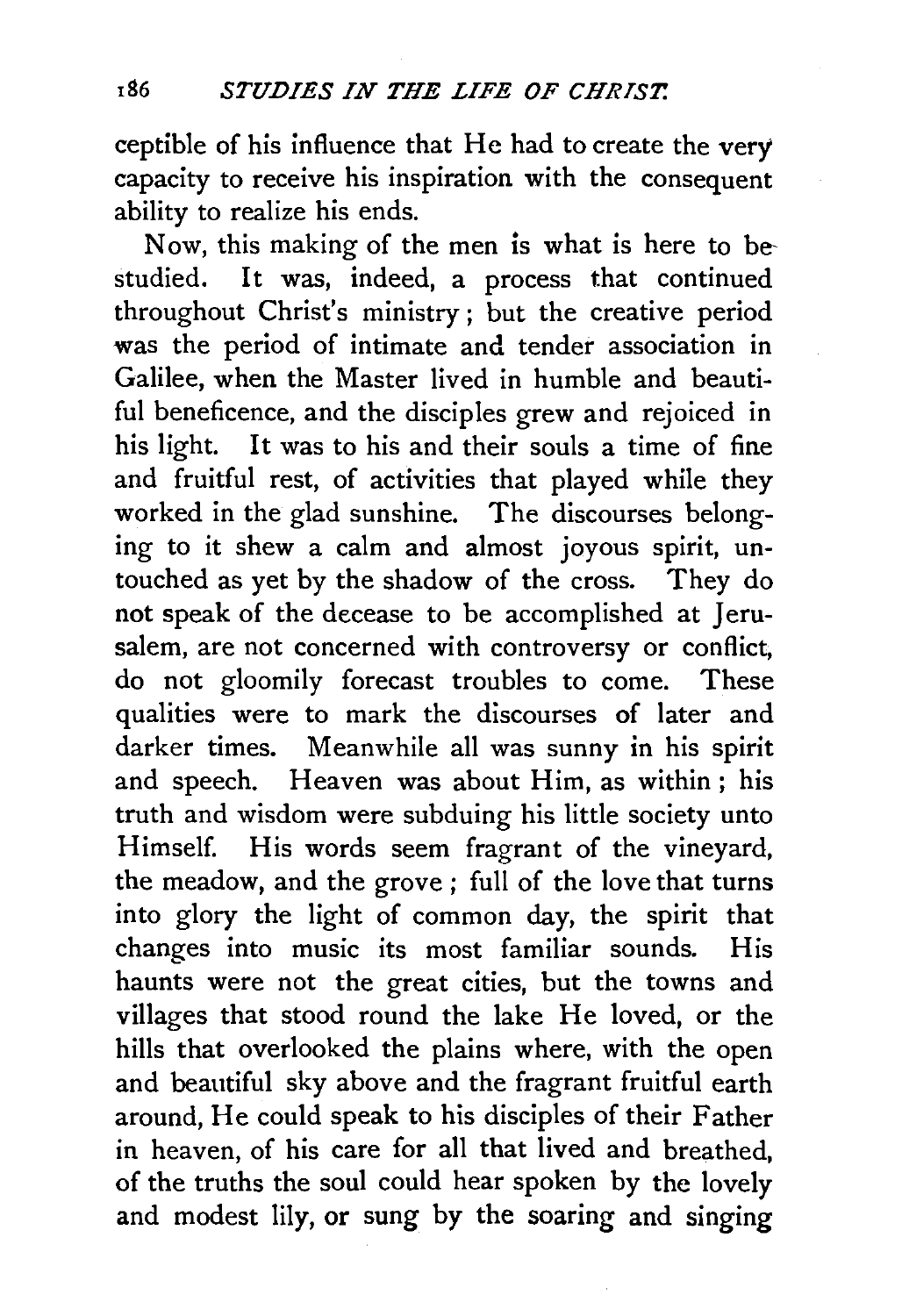ceptible of his influence that He had to create the very capacity to receive his inspiration with the consequent ability to realize his ends.

Now, this making of the men is what is here to be studied. It was, indeed, a process that continued throughout Christ's ministry; but the creative period was the period of intimate and tender association in Galilee, when the Master lived in humble and beautiful beneficence, and the disciples grew and rejoiced in his light. It was to his and their souls a time of fine and fruitful rest, of activities that played while they worked in the glad sunshine. The discourses belonging to it shew a calm and almost joyous spirit, untouched as yet by the shadow of the cross. They do not speak of the decease to be accomplished at Jerusalem, are not concerned with controversy or conflict, do not gloomily forecast troubles to come. These qualities were to mark the discourses of later and darker times. Meanwhile all was sunny in his spirit and speech. Heaven was about Him, as within; his truth and wisdom were subduing his little society unto Himself. His words seem fragrant of the vineyard, the meadow, and the grove; full of the love that turns into glory the light of common day, the spirit that changes into music its most familiar sounds. His haunts were not the great cities, but the towns and villages that stood round the lake He loved, or the hills that overlooked the plains where, with the open and beautiful sky above and the fragrant fruitful earth around, He could speak to his disciples of their Father in heaven, of his care for all that lived and breathed, of the truths the soul could hear spoken by the lovely and modest lily, or sung by the soaring and singing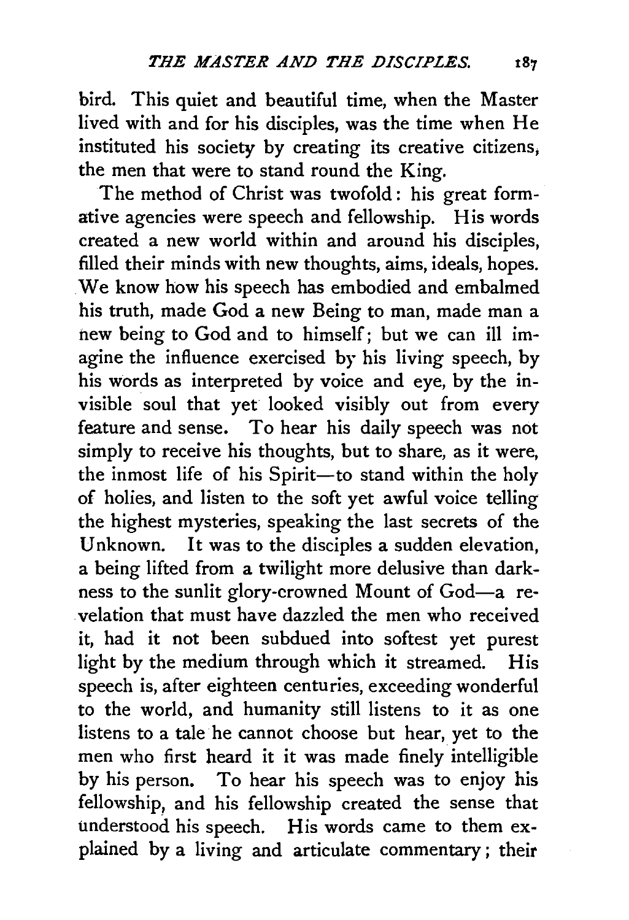bird. This quiet and beautiful time, when the Master lived with and for his disciples, was the time when He instituted his society by creating its creative citizens, the men that were to stand round the King.

The method of Christ was twofold: his great formative agencies were speech and fellowship. His words created a new world within and around his disciples, filled their minds with new thoughts, aims, ideals, hopes. We know how his speech has embodied and embalmed his truth, made God a new Being to man, made man a new being to God and to himself; but we can ill imagine the influence exercised by his living speech, by his words as interpreted by voice and eye, by the invisible soul that yet looked visibly out from every feature and sense. To hear his daily speech was not simply to receive his thoughts, but to share, as it were, the inmost life of his Spirit—to stand within the holy of holies, and listen to the soft yet awful voice telling the highest mysteries, speaking the last secrets of the Unknown. It was to the disciples a sudden elevation, a being lifted from a twilight more delusive than darkness to the sunlit glory-crowned Mount of God—a revelation that must have dazzled the men who received it, had it not been subdued into softest yet purest light by the medium through which it streamed. His speech is, after eighteen centuries, exceeding wonderful to the world, and humanity still listens to it as one listens to a tale he cannot choose but hear, yet to the men who first heard it it was made finely intelligible by his person. To hear his speech was to enjoy his fellowship, and his fellowship created the sense that understood his speech. His words came to them explained by a living and articulate commentary; their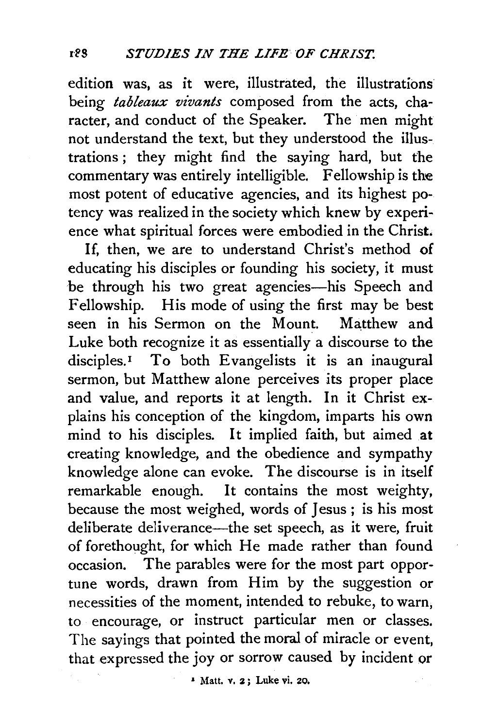edition was, as it were, illustrated, the illustrations being *tableaux vivants* composed from the acts, character, and conduct of the Speaker. The men might not understand the text, but they understood the illustrations; they might find the saying hard, but the commentary was entirely intelligible. Fellowship is the most potent of educative agencies, and its highest potency was realized in the society which knew by experience what spiritual forces were embodied in the Christ.

If, then, we are to understand Christ's method of educating his disciples or founding his society, it must be through his two great agencies—his Speech and Fellowship. His mode of using the first may be best seen in his Sermon on the Mount. Matthew and Luke both recognize it as essentially a discourse to the disciples.[1] To both Evangelists it is an inaugural sermon, but Matthew alone perceives its proper place and value, and reports it at length. In it Christ explains his conception of the kingdom, imparts his own mind to his disciples. It implied faith, but aimed at creating knowledge, and the obedience and sympathy knowledge alone can evoke. The discourse is in itself remarkable enough. It contains the most weighty, because the most weighed, words of Jesus; is his most deliberate deliverance—the set speech, as it were, fruit of forethought, for which He made rather than found occasion. The parables were for the most part opportune words, drawn from Him by the suggestion or necessities of the moment, intended to rebuke, to warn, to encourage, or instruct particular men or classes. The sayings that pointed the moral of miracle or event, that expressed the joy or sorrow caused by incident or

[1] Matt. v. 2; Luke vi. 20.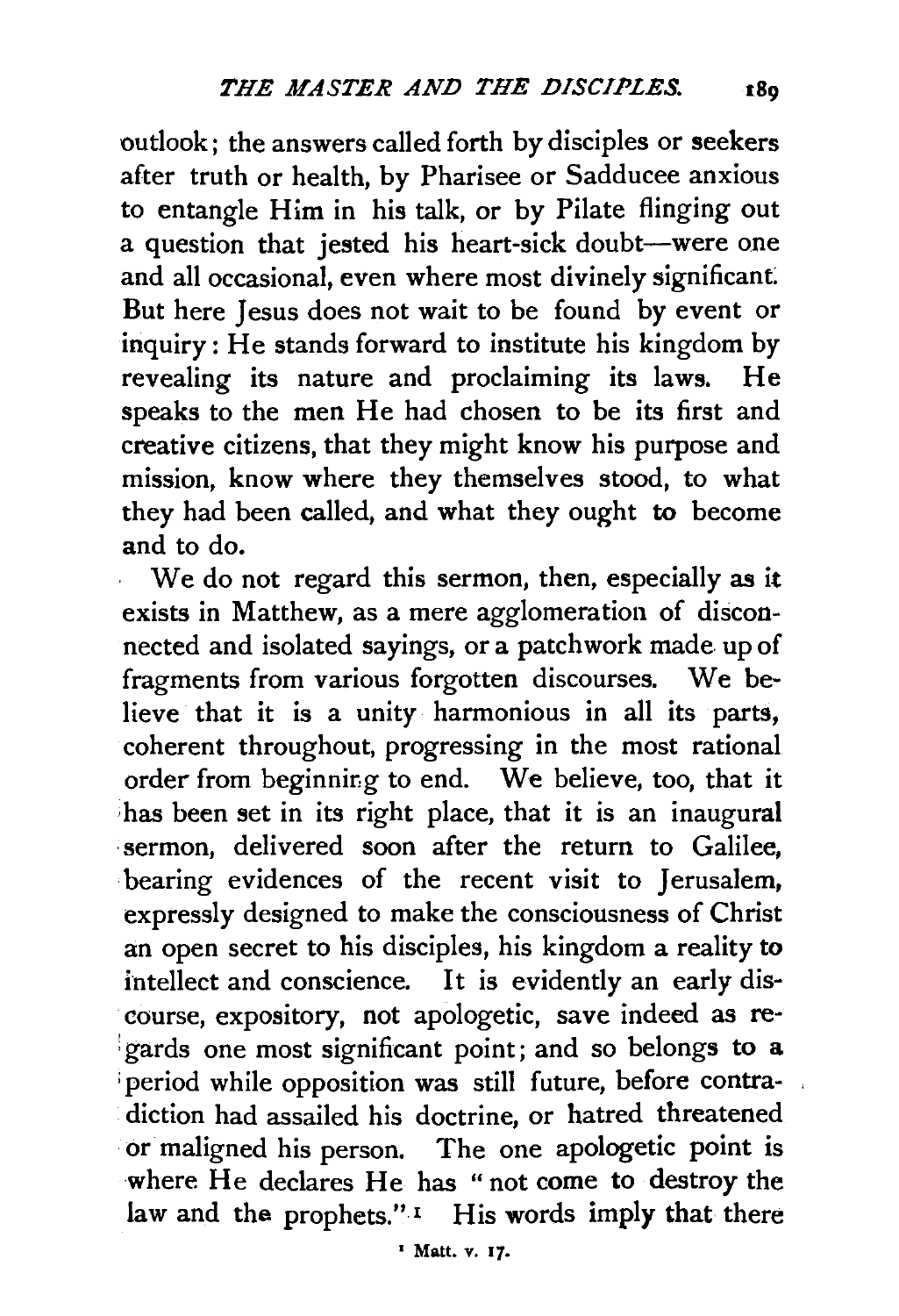outlook; the answers called forth by disciples or seekers after truth or health, by Pharisee or Sadducee anxious to entangle Him in his talk, or by Pilate flinging out a question that jested his heart-sick doubt—were one and all occasional, even where most divinely significant. But here Jesus does not wait to be found by event or inquiry: He stands forward to institute his kingdom by revealing its nature and proclaiming its laws. He speaks to the men He had chosen to be its first and creative citizens, that they might know his purpose and mission, know where they themselves stood, to what they had been called, and what they ought to become and to do.

We do not regard this sermon, then, especially as it exists in Matthew, as a mere agglomeration of disconnected and isolated sayings, or a patchwork made up of fragments from various forgotten discourses. We believe that it is a unity harmonious in all its parts, coherent throughout, progressing in the most rational order from beginning to end. We believe, too, that it has been set in its right place, that it is an inaugural sermon, delivered soon after the return to Galilee, bearing evidences of the recent visit to Jerusalem, expressly designed to make the consciousness of Christ an open secret to his disciples, his kingdom a reality to intellect and conscience. It is evidently an early discourse, expository, not apologetic, save indeed as regards one most significant point; and so belongs to a period while opposition was still future, before contradiction had assailed his doctrine, or hatred threatened or maligned his person. The one apologetic point is where He declares He has "not come to destroy the law and the prophets."[1] His words imply that there

[1] Matt. v. 17.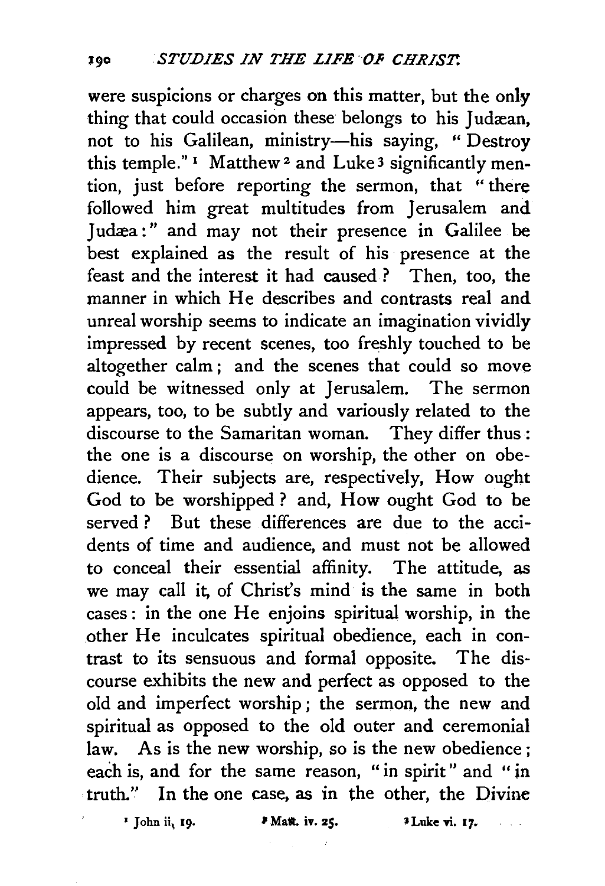were suspicions or charges on this matter, but the only thing that could occasion these belongs to his Judæan, not to his Galilean, ministry—his saying, "Destroy this temple."[1] Matthew[2] and Luke[3] significantly mention, just before reporting the sermon, that "there followed him great multitudes from Jerusalem and Judæa:" and may not their presence in Galilee be best explained as the result of his presence at the feast and the interest it had caused? Then, too, the manner in which He describes and contrasts real and unreal worship seems to indicate an imagination vividly impressed by recent scenes, too freshly touched to be altogether calm; and the scenes that could so move could be witnessed only at Jerusalem. The sermon appears, too, to be subtly and variously related to the discourse to the Samaritan woman. They differ thus: the one is a discourse on worship, the other on obedience. Their subjects are, respectively, How ought God to be worshipped? and, How ought God to be served? But these differences are due to the accidents of time and audience, and must not be allowed to conceal their essential affinity. The attitude, as we may call it, of Christ's mind is the same in both cases: in the one He enjoins spiritual worship, in the other He inculcates spiritual obedience, each in contrast to its sensuous and formal opposite. The discourse exhibits the new and perfect as opposed to the old and imperfect worship; the sermon, the new and spiritual as opposed to the old outer and ceremonial law. As is the new worship, so is the new obedience; each is, and for the same reason, "in spirit" and "in truth." In the one case, as in the other, the Divine

[1] John ii, 19. [2] Matt. iv. 25. [3] Luke vi. 17.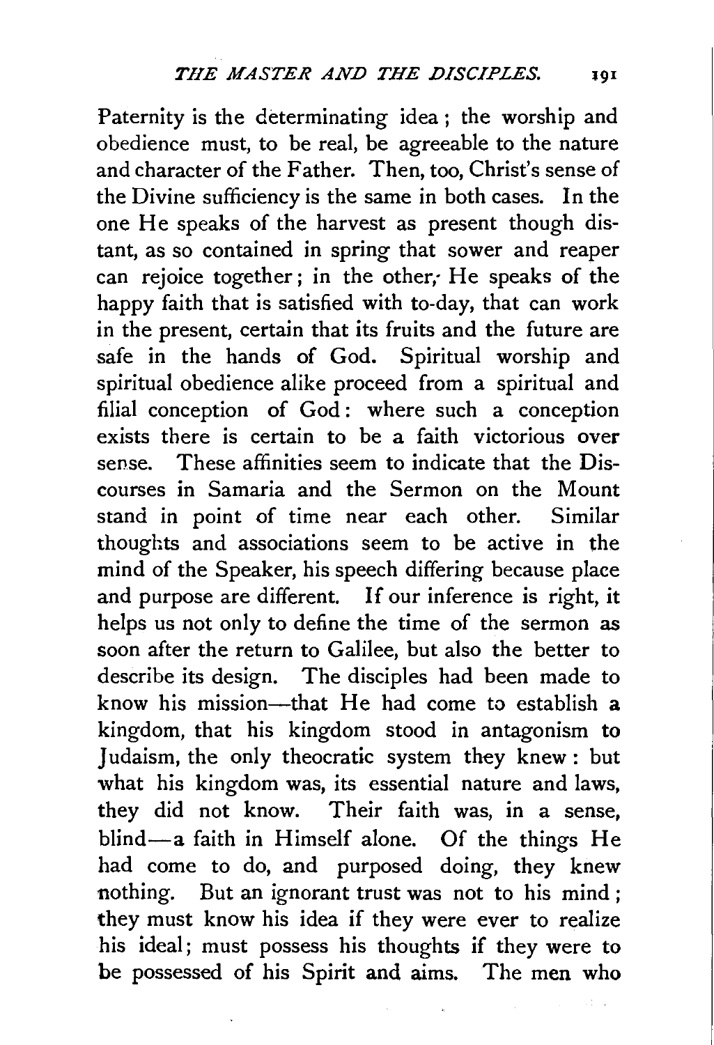Paternity is the determinating idea; the worship and obedience must, to be real, be agreeable to the nature and character of the Father. Then, too, Christ's sense of the Divine sufficiency is the same in both cases. In the one He speaks of the harvest as present though distant, as so contained in spring that sower and reaper can rejoice together; in the other, He speaks of the happy faith that is satisfied with to-day, that can work in the present, certain that its fruits and the future are safe in the hands of God. Spiritual worship and spiritual obedience alike proceed from a spiritual and filial conception of God: where such a conception exists there is certain to be a faith victorious over sense. These affinities seem to indicate that the Discourses in Samaria and the Sermon on the Mount stand in point of time near each other. Similar thoughts and associations seem to be active in the mind of the Speaker, his speech differing because place and purpose are different. If our inference is right, it helps us not only to define the time of the sermon as soon after the return to Galilee, but also the better to describe its design. The disciples had been made to know his mission—that He had come to establish a kingdom, that his kingdom stood in antagonism to Judaism, the only theocratic system they knew: but what his kingdom was, its essential nature and laws, they did not know. Their faith was, in a sense, blind—a faith in Himself alone. Of the things He had come to do, and purposed doing, they knew nothing. But an ignorant trust was not to his mind; they must know his idea if they were ever to realize his ideal; must possess his thoughts if they were to be possessed of his Spirit and aims. The men who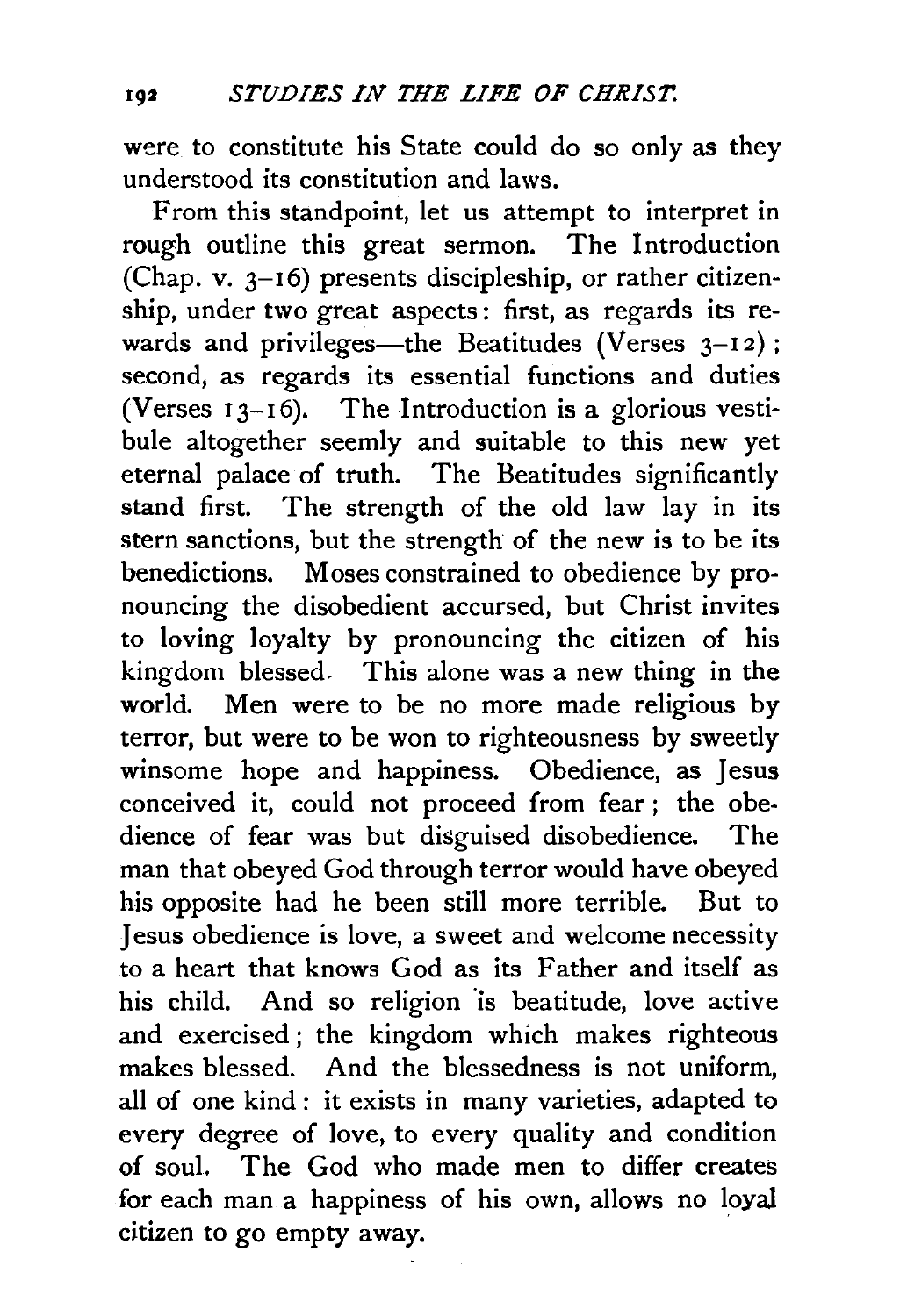were to constitute his State could do so only as they understood its constitution and laws.

From this standpoint, let us attempt to interpret in rough outline this great sermon. The Introduction (Chap. v. 3–16) presents discipleship, or rather citizenship, under two great aspects: first, as regards its rewards and privileges—the Beatitudes (Verses 3–12); second, as regards its essential functions and duties (Verses 13–16). The Introduction is a glorious vestibule altogether seemly and suitable to this new yet eternal palace of truth. The Beatitudes significantly stand first. The strength of the old law lay in its stern sanctions, but the strength of the new is to be its benedictions. Moses constrained to obedience by pronouncing the disobedient accursed, but Christ invites to loving loyalty by pronouncing the citizen of his kingdom blessed. This alone was a new thing in the world. Men were to be no more made religious by terror, but were to be won to righteousness by sweetly winsome hope and happiness. Obedience, as Jesus conceived it, could not proceed from fear; the obedience of fear was but disguised disobedience. The man that obeyed God through terror would have obeyed his opposite had he been still more terrible. But to Jesus obedience is love, a sweet and welcome necessity to a heart that knows God as its Father and itself as his child. And so religion is beatitude, love active and exercised; the kingdom which makes righteous makes blessed. And the blessedness is not uniform, all of one kind: it exists in many varieties, adapted to every degree of love, to every quality and condition of soul. The God who made men to differ creates for each man a happiness of his own, allows no loyal citizen to go empty away.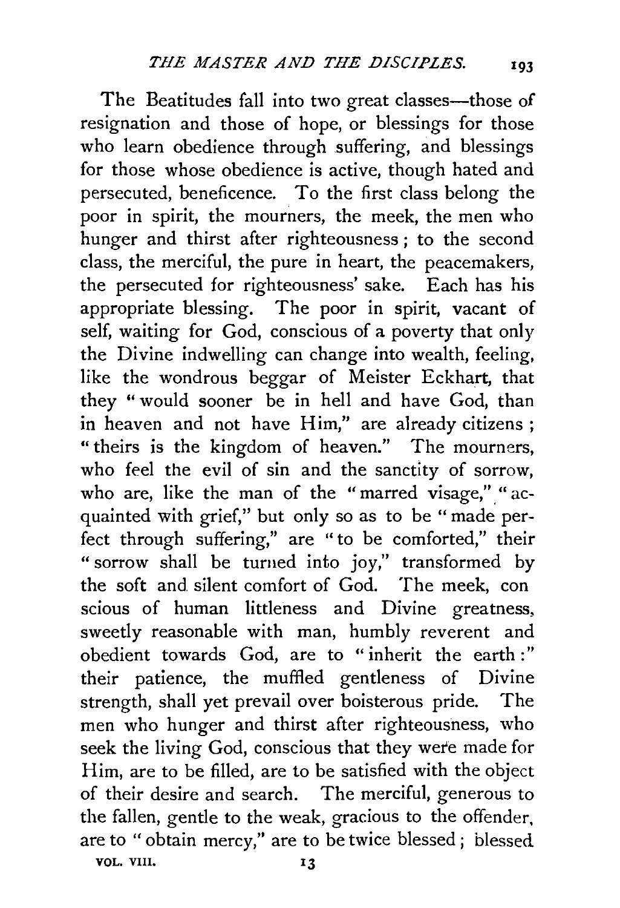The Beatitudes fall into two great classes—those of resignation and those of hope, or blessings for those who learn obedience through suffering, and blessings for those whose obedience is active, though hated and persecuted, beneficence. To the first class belong the poor in spirit, the mourners, the meek, the men who hunger and thirst after righteousness; to the second class, the merciful, the pure in heart, the peacemakers, the persecuted for righteousness' sake. Each has his appropriate blessing. The poor in spirit, vacant of self, waiting for God, conscious of a poverty that only the Divine indwelling can change into wealth, feeling, like the wondrous beggar of Meister Eckhart, that they "would sooner be in hell and have God, than in heaven and not have Him," are already citizens; "theirs is the kingdom of heaven." The mourners, who feel the evil of sin and the sanctity of sorrow, who are, like the man of the "marred visage," "acquainted with grief," but only so as to be "made perfect through suffering," are "to be comforted," their "sorrow shall be turned into joy," transformed by the soft and silent comfort of God. The meek, conscious of human littleness and Divine greatness, sweetly reasonable with man, humbly reverent and obedient towards God, are to "inherit the earth:" their patience, the muffled gentleness of Divine strength, shall yet prevail over boisterous pride. The men who hunger and thirst after righteousness, who seek the living God, conscious that they were made for Him, are to be filled, are to be satisfied with the object of their desire and search. The merciful, generous to the fallen, gentle to the weak, gracious to the offender, are to "obtain mercy," are to be twice blessed; blessed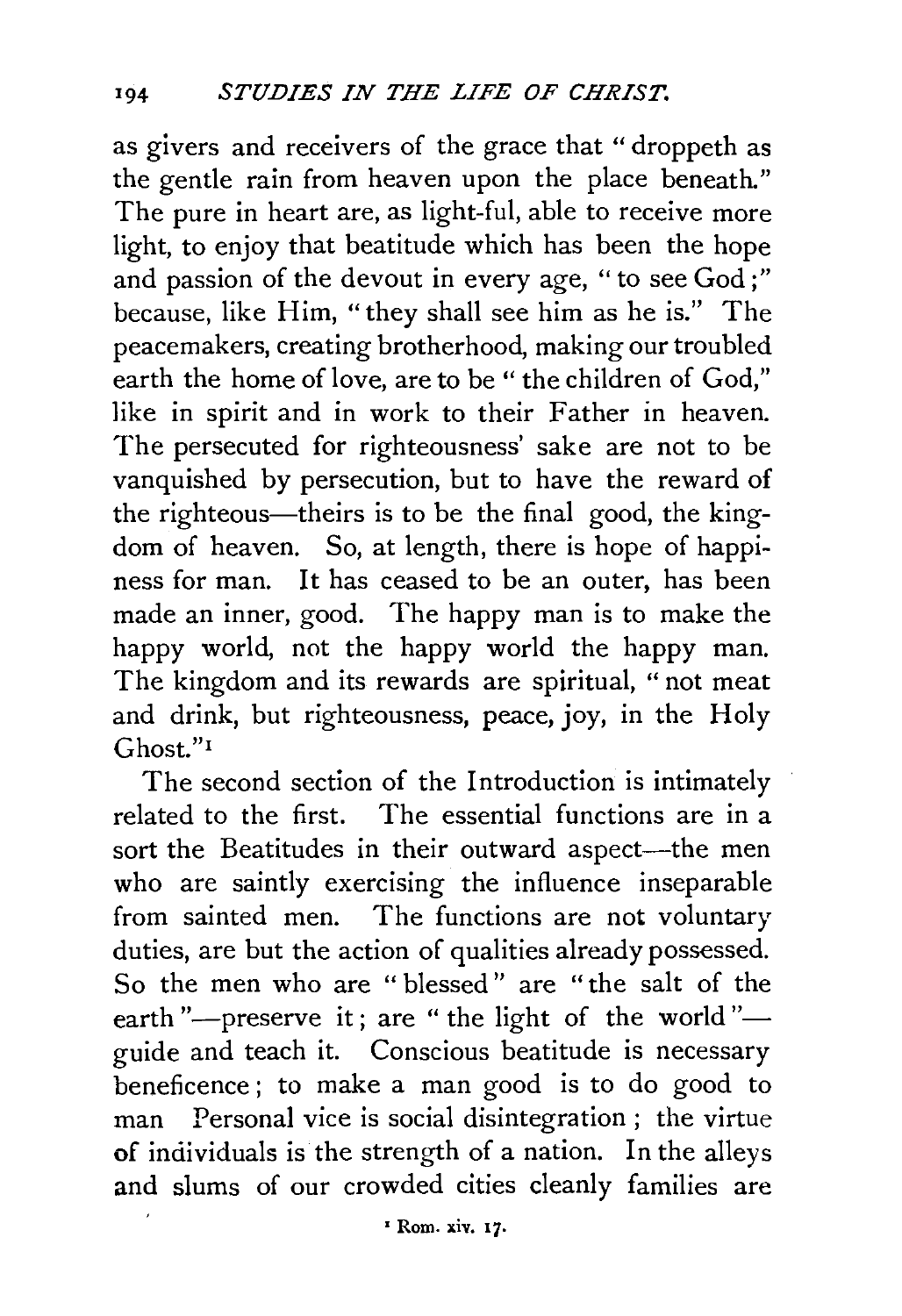as givers and receivers of the grace that "droppeth as the gentle rain from heaven upon the place beneath." The pure in heart are, as light-ful, able to receive more light, to enjoy that beatitude which has been the hope and passion of the devout in every age, "to see God;" because, like Him, "they shall see him as he is." The peacemakers, creating brotherhood, making our troubled earth the home of love, are to be "the children of God," like in spirit and in work to their Father in heaven. The persecuted for righteousness' sake are not to be vanquished by persecution, but to have the reward of the righteous—theirs is to be the final good, the kingdom of heaven. So, at length, there is hope of happiness for man. It has ceased to be an outer, has been made an inner, good. The happy man is to make the happy world, not the happy world the happy man. The kingdom and its rewards are spiritual, "not meat and drink, but righteousness, peace, joy, in the Holy Ghost."[1]

The second section of the Introduction is intimately related to the first. The essential functions are in a sort the Beatitudes in their outward aspect—the men who are saintly exercising the influence inseparable from sainted men. The functions are not voluntary duties, are but the action of qualities already possessed. So the men who are "blessed" are "the salt of the earth"—preserve it; are "the light of the world"—guide and teach it. Conscious beatitude is necessary beneficence; to make a man good is to do good to man Personal vice is social disintegration; the virtue of individuals is the strength of a nation. In the alleys and slums of our crowded cities cleanly families are

[1] Rom. xiv. 17.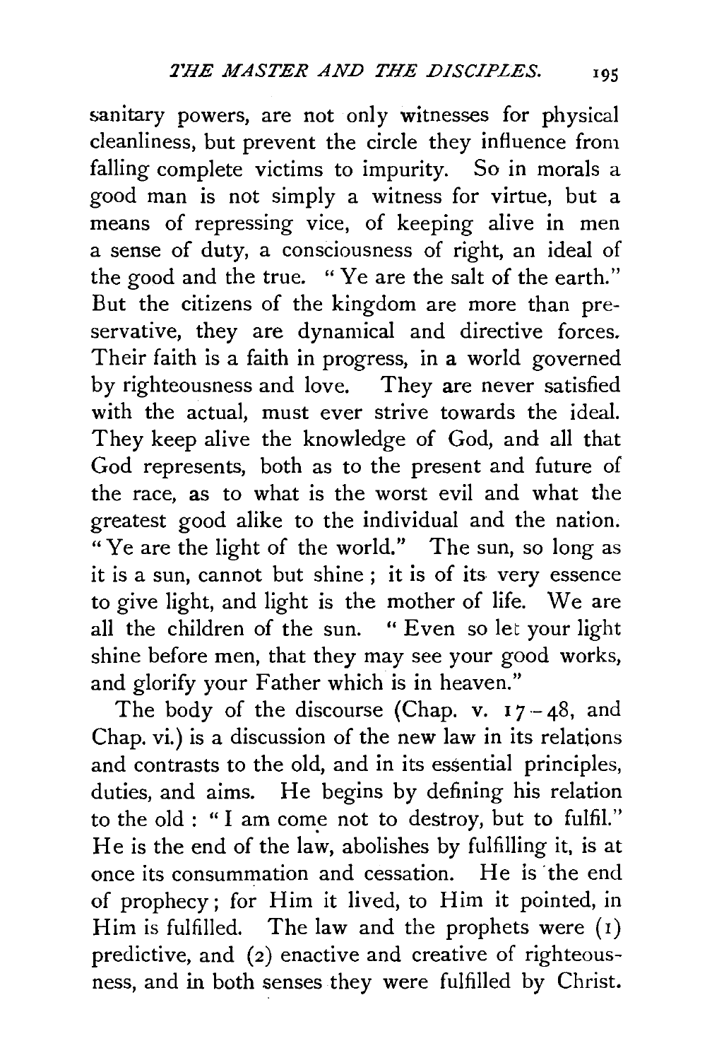sanitary powers, are not only witnesses for physical cleanliness, but prevent the circle they influence from falling complete victims to impurity. So in morals a good man is not simply a witness for virtue, but a means of repressing vice, of keeping alive in men a sense of duty, a consciousness of right, an ideal of the good and the true. "Ye are the salt of the earth." But the citizens of the kingdom are more than preservative, they are dynamical and directive forces. Their faith is a faith in progress, in a world governed by righteousness and love. They are never satisfied with the actual, must ever strive towards the ideal. They keep alive the knowledge of God, and all that God represents, both as to the present and future of the race, as to what is the worst evil and what the greatest good alike to the individual and the nation. "Ye are the light of the world." The sun, so long as it is a sun, cannot but shine; it is of its very essence to give light, and light is the mother of life. We are all the children of the sun. "Even so let your light shine before men, that they may see your good works, and glorify your Father which is in heaven."

The body of the discourse (Chap. v. 17–48, and Chap. vi.) is a discussion of the new law in its relations and contrasts to the old, and in its essential principles, duties, and aims. He begins by defining his relation to the old: "I am come not to destroy, but to fulfil." He is the end of the law, abolishes by fulfilling it, is at once its consummation and cessation. He is the end of prophecy; for Him it lived, to Him it pointed, in Him is fulfilled. The law and the prophets were (1) predictive, and (2) enactive and creative of righteousness, and in both senses they were fulfilled by Christ.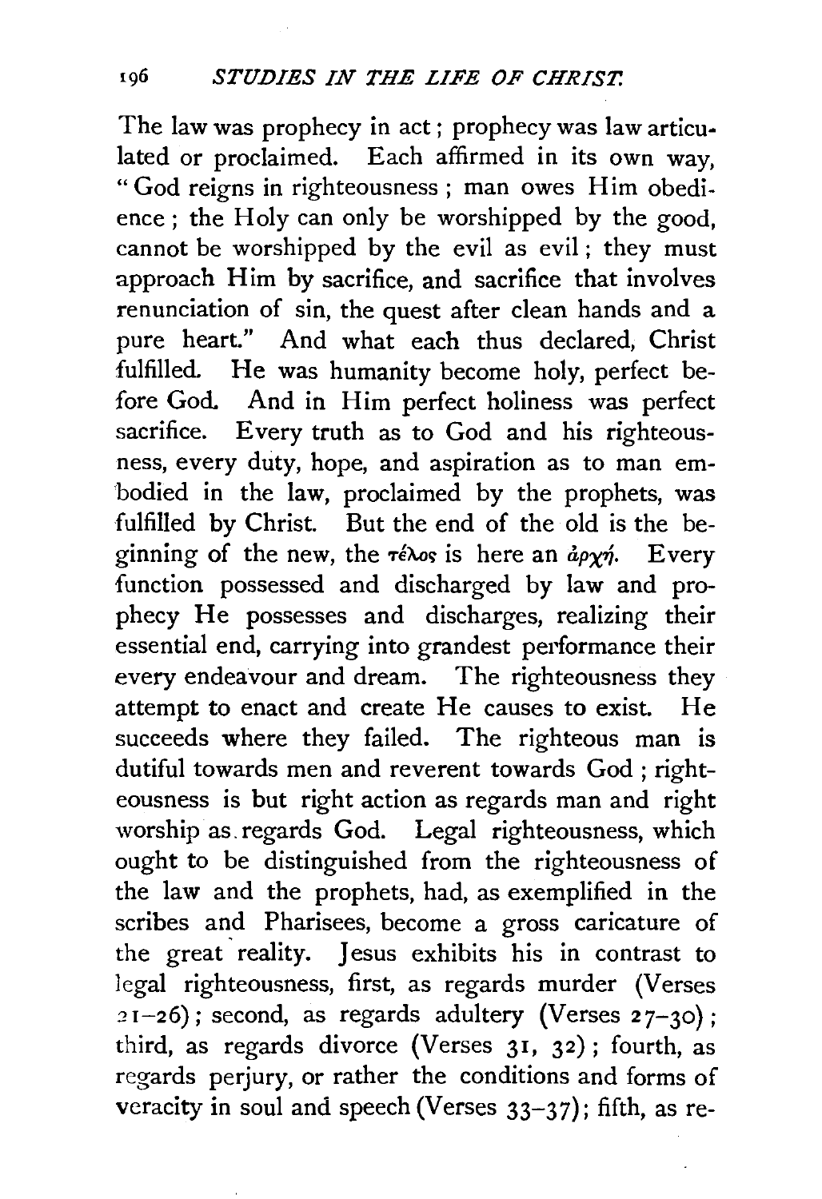The law was prophecy in act; prophecy was law articulated or proclaimed. Each affirmed in its own way, "God reigns in righteousness; man owes Him obedience; the Holy can only be worshipped by the good, cannot be worshipped by the evil as evil; they must approach Him by sacrifice, and sacrifice that involves renunciation of sin, the quest after clean hands and a pure heart." And what each thus declared, Christ fulfilled. He was humanity become holy, perfect before God. And in Him perfect holiness was perfect sacrifice. Every truth as to God and his righteousness, every duty, hope, and aspiration as to man embodied in the law, proclaimed by the prophets, was fulfilled by Christ. But the end of the old is the beginning of the new, the τέλος is here an ἀρχή. Every function possessed and discharged by law and prophecy He possesses and discharges, realizing their essential end, carrying into grandest performance their every endeavour and dream. The righteousness they attempt to enact and create He causes to exist. He succeeds where they failed. The righteous man is dutiful towards men and reverent towards God; righteousness is but right action as regards man and right worship as regards God. Legal righteousness, which ought to be distinguished from the righteousness of the law and the prophets, had, as exemplified in the scribes and Pharisees, become a gross caricature of the great reality. Jesus exhibits his in contrast to legal righteousness, first, as regards murder (Verses 21–26); second, as regards adultery (Verses 27–30); third, as regards divorce (Verses 31, 32); fourth, as regards perjury, or rather the conditions and forms of veracity in soul and speech (Verses 33–37); fifth, as re-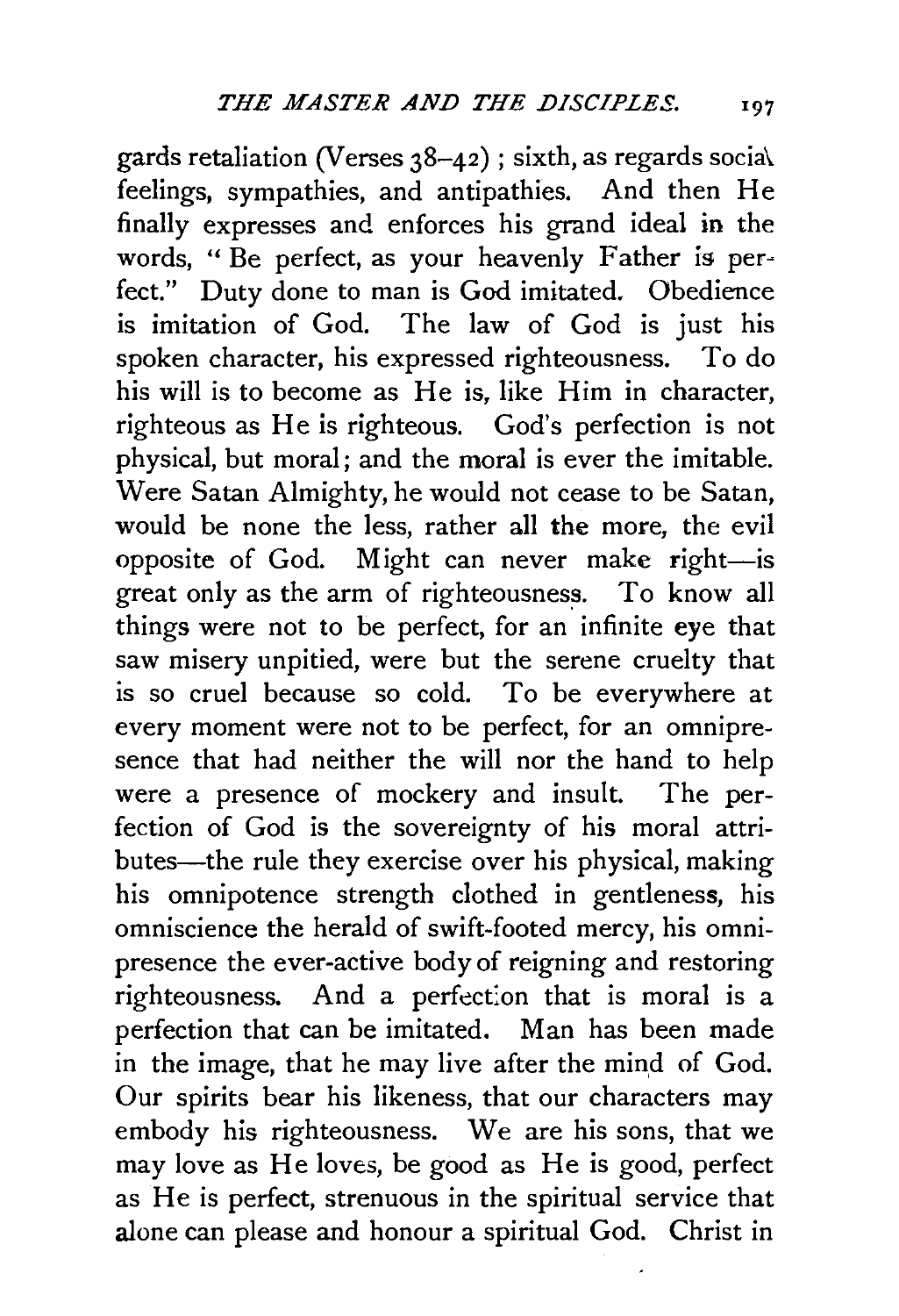gards retaliation (Verses 38–42); sixth, as regards social feelings, sympathies, and antipathies. And then He finally expresses and enforces his grand ideal in the words, "Be perfect, as your heavenly Father is perfect." Duty done to man is God imitated. Obedience is imitation of God. The law of God is just his spoken character, his expressed righteousness. To do his will is to become as He is, like Him in character, righteous as He is righteous. God's perfection is not physical, but moral; and the moral is ever the imitable. Were Satan Almighty, he would not cease to be Satan, would be none the less, rather all the more, the evil opposite of God. Might can never make right—is great only as the arm of righteousness. To know all things were not to be perfect, for an infinite eye that saw misery unpitied, were but the serene cruelty that is so cruel because so cold. To be everywhere at every moment were not to be perfect, for an omnipresence that had neither the will nor the hand to help were a presence of mockery and insult. The perfection of God is the sovereignty of his moral attributes—the rule they exercise over his physical, making his omnipotence strength clothed in gentleness, his omniscience the herald of swift-footed mercy, his omnipresence the ever-active body of reigning and restoring righteousness. And a perfection that is moral is a perfection that can be imitated. Man has been made in the image, that he may live after the mind of God. Our spirits bear his likeness, that our characters may embody his righteousness. We are his sons, that we may love as He loves, be good as He is good, perfect as He is perfect, strenuous in the spiritual service that alone can please and honour a spiritual God. Christ in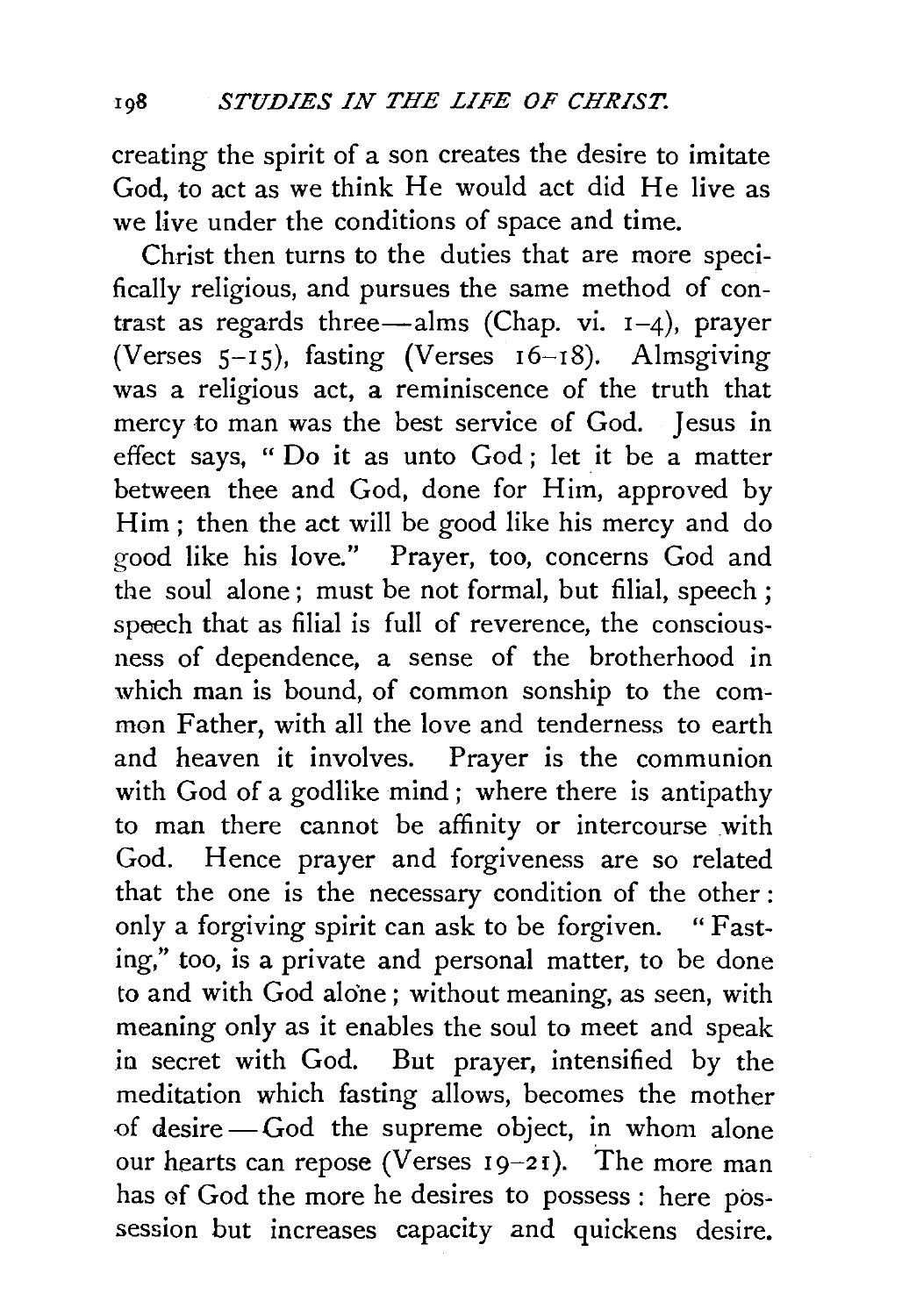creating the spirit of a son creates the desire to imitate God, to act as we think He would act did He live as we live under the conditions of space and time.

Christ then turns to the duties that are more specifically religious, and pursues the same method of contrast as regards three—alms (Chap. vi. 1–4), prayer (Verses 5–15), fasting (Verses 16–18). Almsgiving was a religious act, a reminiscence of the truth that mercy to man was the best service of God. Jesus in effect says, "Do it as unto God; let it be a matter between thee and God, done for Him, approved by Him; then the act will be good like his mercy and do good like his love." Prayer, too, concerns God and the soul alone; must be not formal, but filial, speech; speech that as filial is full of reverence, the consciousness of dependence, a sense of the brotherhood in which man is bound, of common sonship to the common Father, with all the love and tenderness to earth and heaven it involves. Prayer is the communion with God of a godlike mind; where there is antipathy to man there cannot be affinity or intercourse with God. Hence prayer and forgiveness are so related that the one is the necessary condition of the other: only a forgiving spirit can ask to be forgiven. "Fasting," too, is a private and personal matter, to be done to and with God alone; without meaning, as seen, with meaning only as it enables the soul to meet and speak in secret with God. But prayer, intensified by the meditation which fasting allows, becomes the mother of desire—God the supreme object, in whom alone our hearts can repose (Verses 19–21). The more man has of God the more he desires to possess: here possession but increases capacity and quickens desire.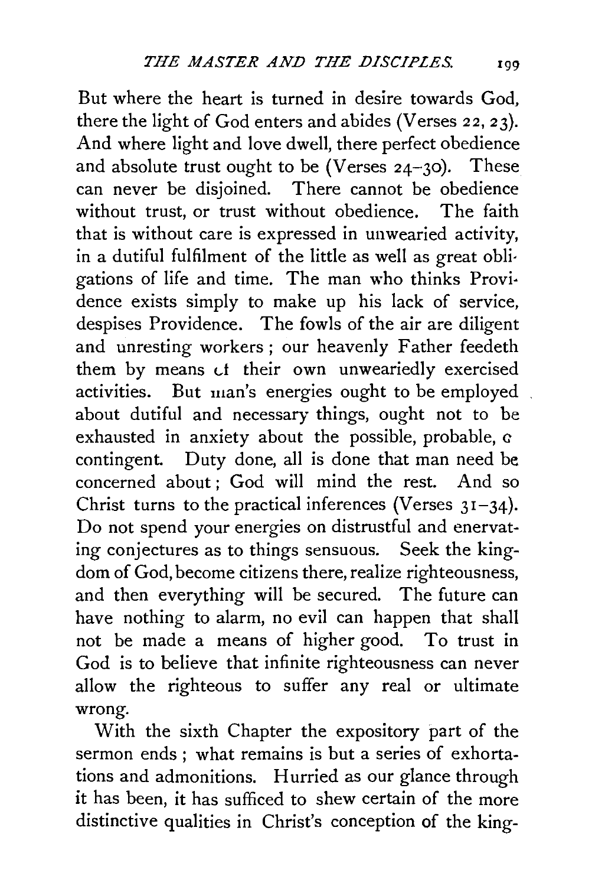But where the heart is turned in desire towards God, there the light of God enters and abides (Verses 22, 23). And where light and love dwell, there perfect obedience and absolute trust ought to be (Verses 24–30). These can never be disjoined. There cannot be obedience without trust, or trust without obedience. The faith that is without care is expressed in unwearied activity, in a dutiful fulfilment of the little as well as great obligations of life and time. The man who thinks Providence exists simply to make up his lack of service, despises Providence. The fowls of the air are diligent and unresting workers; our heavenly Father feedeth them by means of their own unweariedly exercised activities. But man's energies ought to be employed about dutiful and necessary things, ought not to be exhausted in anxiety about the possible, probable, or contingent. Duty done, all is done that man need be concerned about; God will mind the rest. And so Christ turns to the practical inferences (Verses 31–34). Do not spend your energies on distrustful and enervating conjectures as to things sensuous. Seek the kingdom of God, become citizens there, realize righteousness, and then everything will be secured. The future can have nothing to alarm, no evil can happen that shall not be made a means of higher good. To trust in God is to believe that infinite righteousness can never allow the righteous to suffer any real or ultimate wrong.

With the sixth Chapter the expository part of the sermon ends; what remains is but a series of exhortations and admonitions. Hurried as our glance through it has been, it has sufficed to shew certain of the more distinctive qualities in Christ's conception of the king-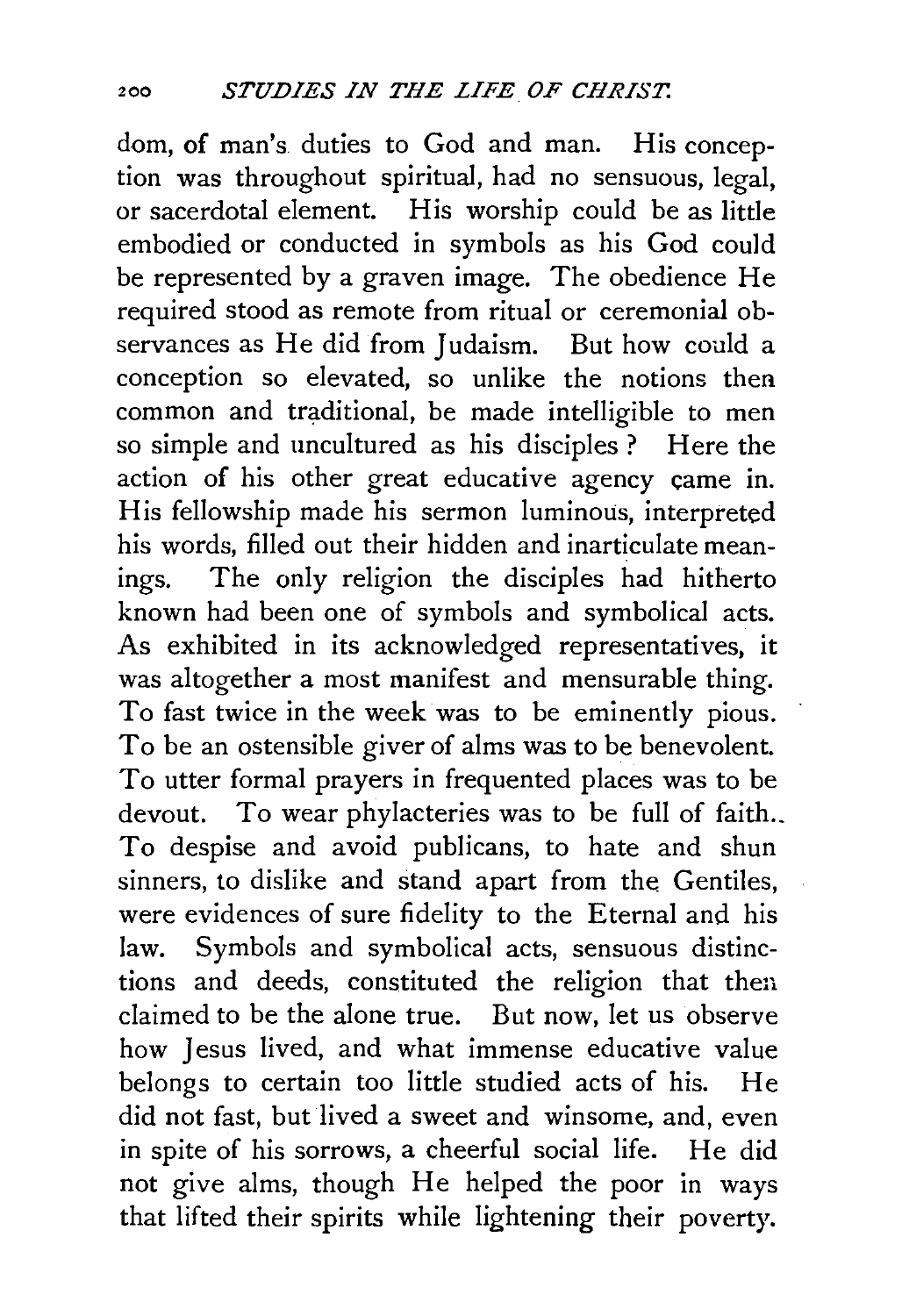dom, of man's duties to God and man. His conception was throughout spiritual, had no sensuous, legal, or sacerdotal element. His worship could be as little embodied or conducted in symbols as his God could be represented by a graven image. The obedience He required stood as remote from ritual or ceremonial observances as He did from Judaism. But how could a conception so elevated, so unlike the notions then common and traditional, be made intelligible to men so simple and uncultured as his disciples? Here the action of his other great educative agency came in. His fellowship made his sermon luminous, interpreted his words, filled out their hidden and inarticulate meanings. The only religion the disciples had hitherto known had been one of symbols and symbolical acts. As exhibited in its acknowledged representatives, it was altogether a most manifest and mensurable thing. To fast twice in the week was to be eminently pious. To be an ostensible giver of alms was to be benevolent. To utter formal prayers in frequented places was to be devout. To wear phylacteries was to be full of faith. To despise and avoid publicans, to hate and shun sinners, to dislike and stand apart from the Gentiles, were evidences of sure fidelity to the Eternal and his law. Symbols and symbolical acts, sensuous distinctions and deeds, constituted the religion that then claimed to be the alone true. But now, let us observe how Jesus lived, and what immense educative value belongs to certain too little studied acts of his. He did not fast, but lived a sweet and winsome, and, even in spite of his sorrows, a cheerful social life. He did not give alms, though He helped the poor in ways that lifted their spirits while lightening their poverty.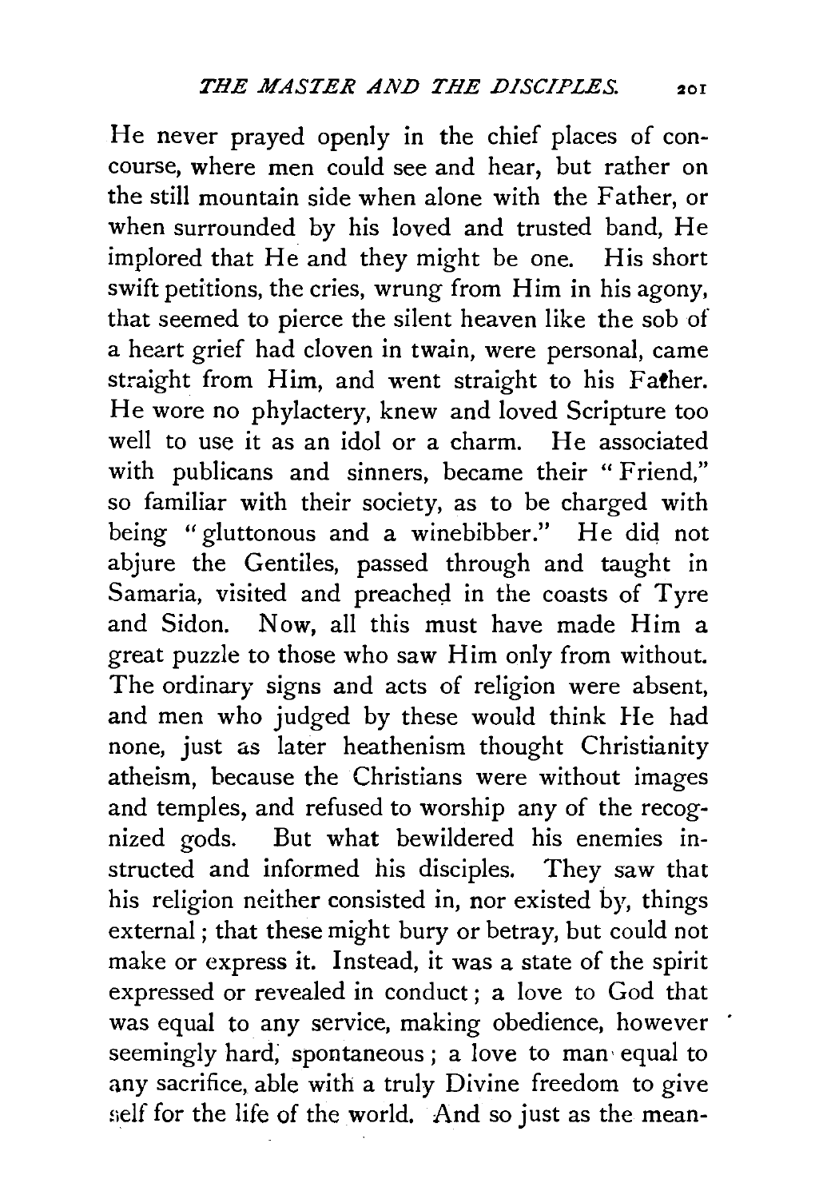He never prayed openly in the chief places of concourse, where men could see and hear, but rather on the still mountain side when alone with the Father, or when surrounded by his loved and trusted band, He implored that He and they might be one. His short swift petitions, the cries, wrung from Him in his agony, that seemed to pierce the silent heaven like the sob of a heart grief had cloven in twain, were personal, came straight from Him, and went straight to his Father. He wore no phylactery, knew and loved Scripture too well to use it as an idol or a charm. He associated with publicans and sinners, became their "Friend," so familiar with their society, as to be charged with being "gluttonous and a winebibber." He did not abjure the Gentiles, passed through and taught in Samaria, visited and preached in the coasts of Tyre and Sidon. Now, all this must have made Him a great puzzle to those who saw Him only from without. The ordinary signs and acts of religion were absent, and men who judged by these would think He had none, just as later heathenism thought Christianity atheism, because the Christians were without images and temples, and refused to worship any of the recognized gods. But what bewildered his enemies instructed and informed his disciples. They saw that his religion neither consisted in, nor existed by, things external; that these might bury or betray, but could not make or express it. Instead, it was a state of the spirit expressed or revealed in conduct; a love to God that was equal to any service, making obedience, however seemingly hard, spontaneous; a love to man equal to any sacrifice, able with a truly Divine freedom to give self for the life of the world. And so just as the mean-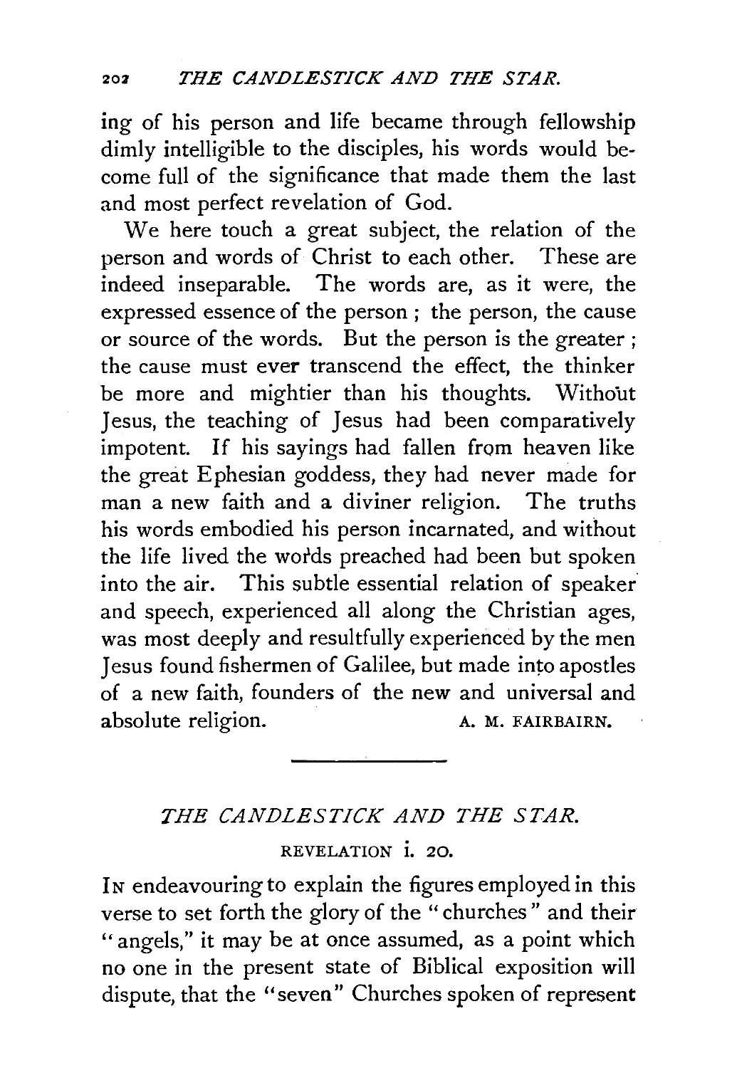ing of his person and life became through fellowship dimly intelligible to the disciples, his words would become full of the significance that made them the last and most perfect revelation of God.

We here touch a great subject, the relation of the person and words of Christ to each other. These are indeed inseparable. The words are, as it were, the expressed essence of the person; the person, the cause or source of the words. But the person is the greater; the cause must ever transcend the effect, the thinker be more and mightier than his thoughts. Without Jesus, the teaching of Jesus had been comparatively impotent. If his sayings had fallen from heaven like the great Ephesian goddess, they had never made for man a new faith and a diviner religion. The truths his words embodied his person incarnated, and without the life lived the words preached had been but spoken into the air. This subtle essential relation of speaker and speech, experienced all along the Christian ages, was most deeply and resultfully experienced by the men Jesus found fishermen of Galilee, but made into apostles of a new faith, founders of the new and universal and absolute religion.

A. M. FAIRBAIRN.

---

## *THE CANDLESTICK AND THE STAR.*

REVELATION i. 20.

In endeavouring to explain the figures employed in this verse to set forth the glory of the "churches" and their "angels," it may be at once assumed, as a point which no one in the present state of Biblical exposition will dispute, that the "seven" Churches spoken of represent